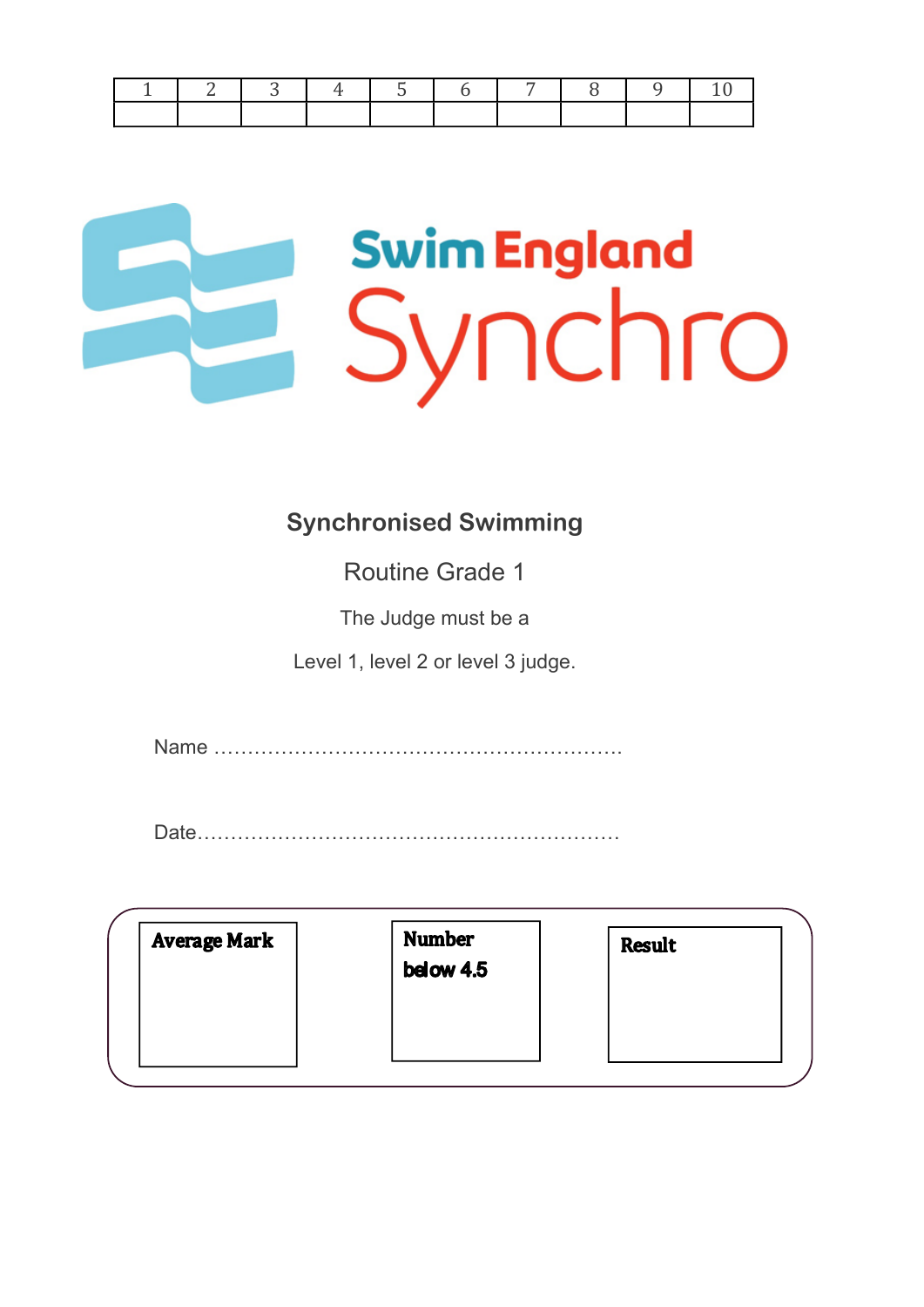| 1 | 2 | 3 | 4 | 5 | 6 | 7 | 8 | 9 | 10 |
|---|---|---|---|---|---|---|---|---|---|
| | | | | | | | | | |

Swim England Synchro

## Synchronised Swimming

Routine Grade 1

The Judge must be a

Level 1, level 2 or level 3 judge.

Name ………………………………………………………….

Date…………………………………………………………..

| **Average Mark** | **Number below 4.5** | **Result** |
|---|---|---|
| | | |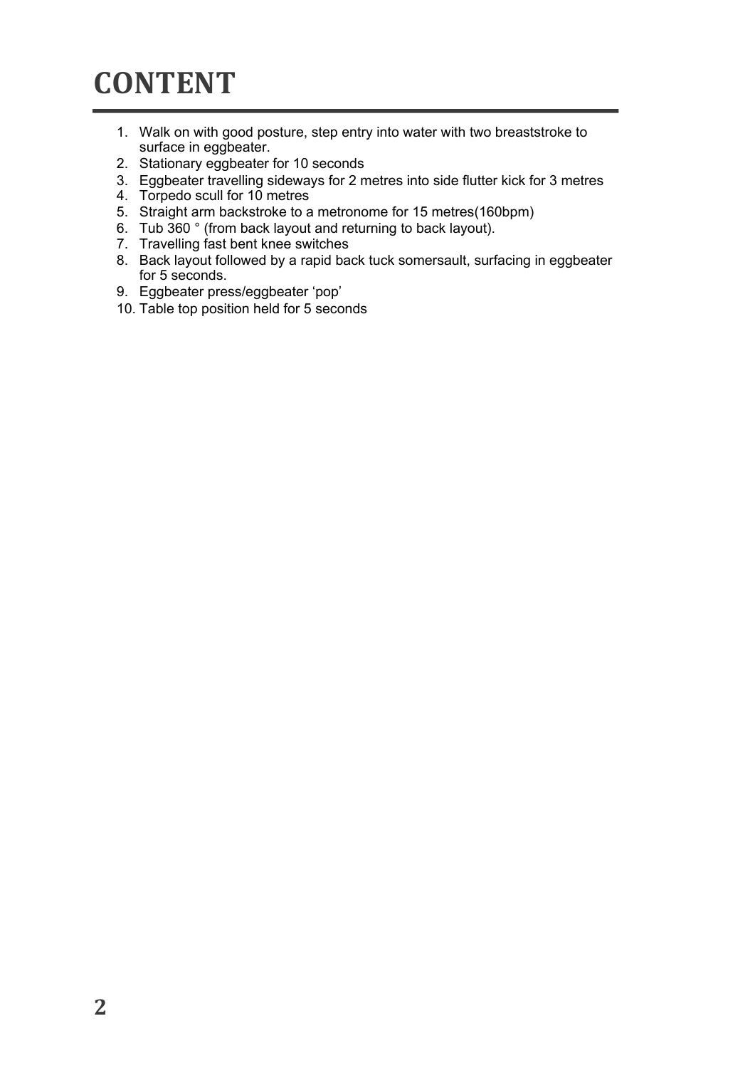# CONTENT

1. Walk on with good posture, step entry into water with two breaststroke to surface in eggbeater.
2. Stationary eggbeater for 10 seconds
3. Eggbeater travelling sideways for 2 metres into side flutter kick for 3 metres
4. Torpedo scull for 10 metres
5. Straight arm backstroke to a metronome for 15 metres(160bpm)
6. Tub 360 ° (from back layout and returning to back layout).
7. Travelling fast bent knee switches
8. Back layout followed by a rapid back tuck somersault, surfacing in eggbeater for 5 seconds.
9. Eggbeater press/eggbeater 'pop'
10. Table top position held for 5 seconds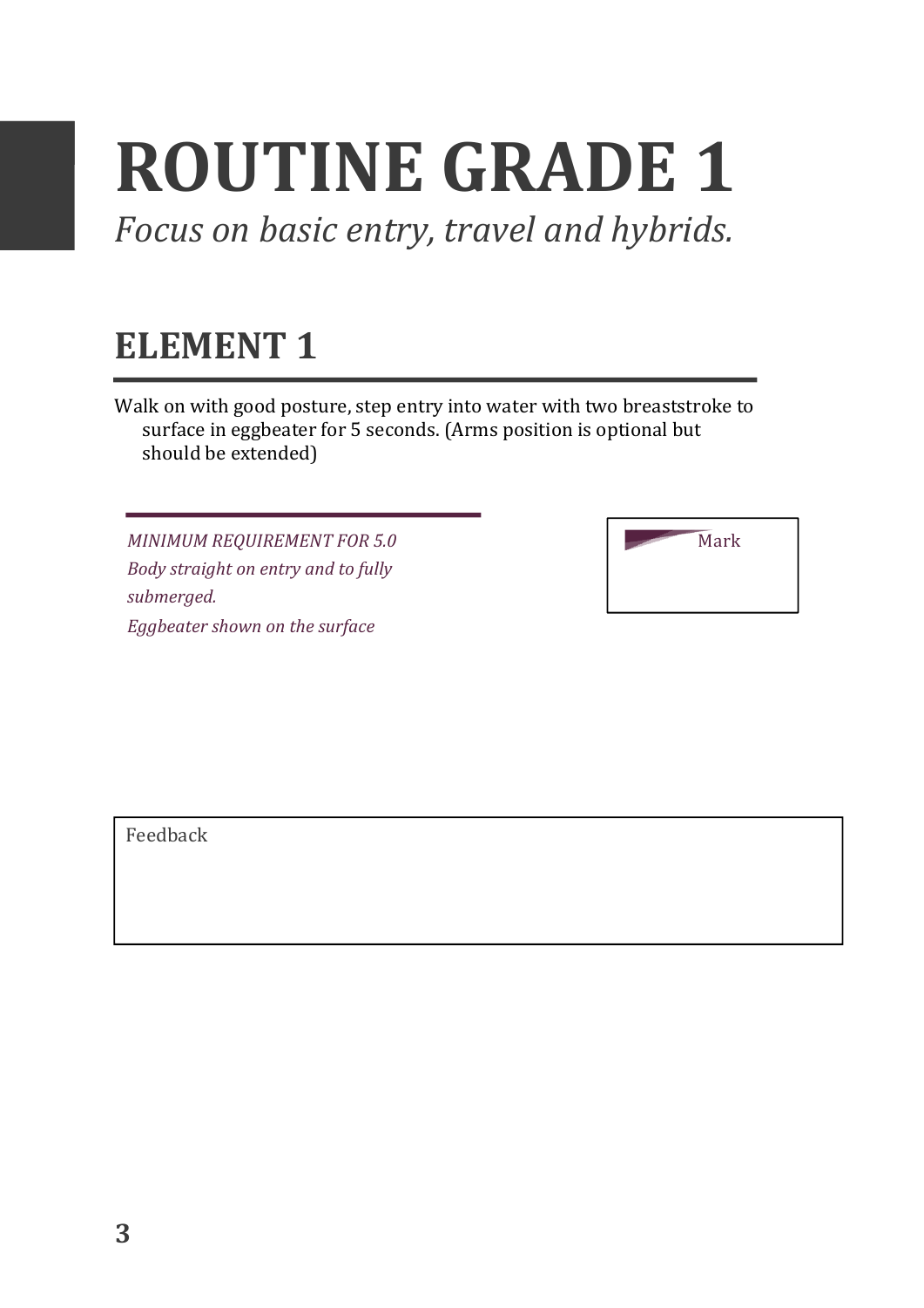# ROUTINE GRADE 1

*Focus on basic entry, travel and hybrids.*

## ELEMENT 1

Walk on with good posture, step entry into water with two breaststroke to surface in eggbeater for 5 seconds. (Arms position is optional but should be extended)

*MINIMUM REQUIREMENT FOR 5.0*
*Body straight on entry and to fully submerged.*
*Eggbeater shown on the surface*

Mark

Feedback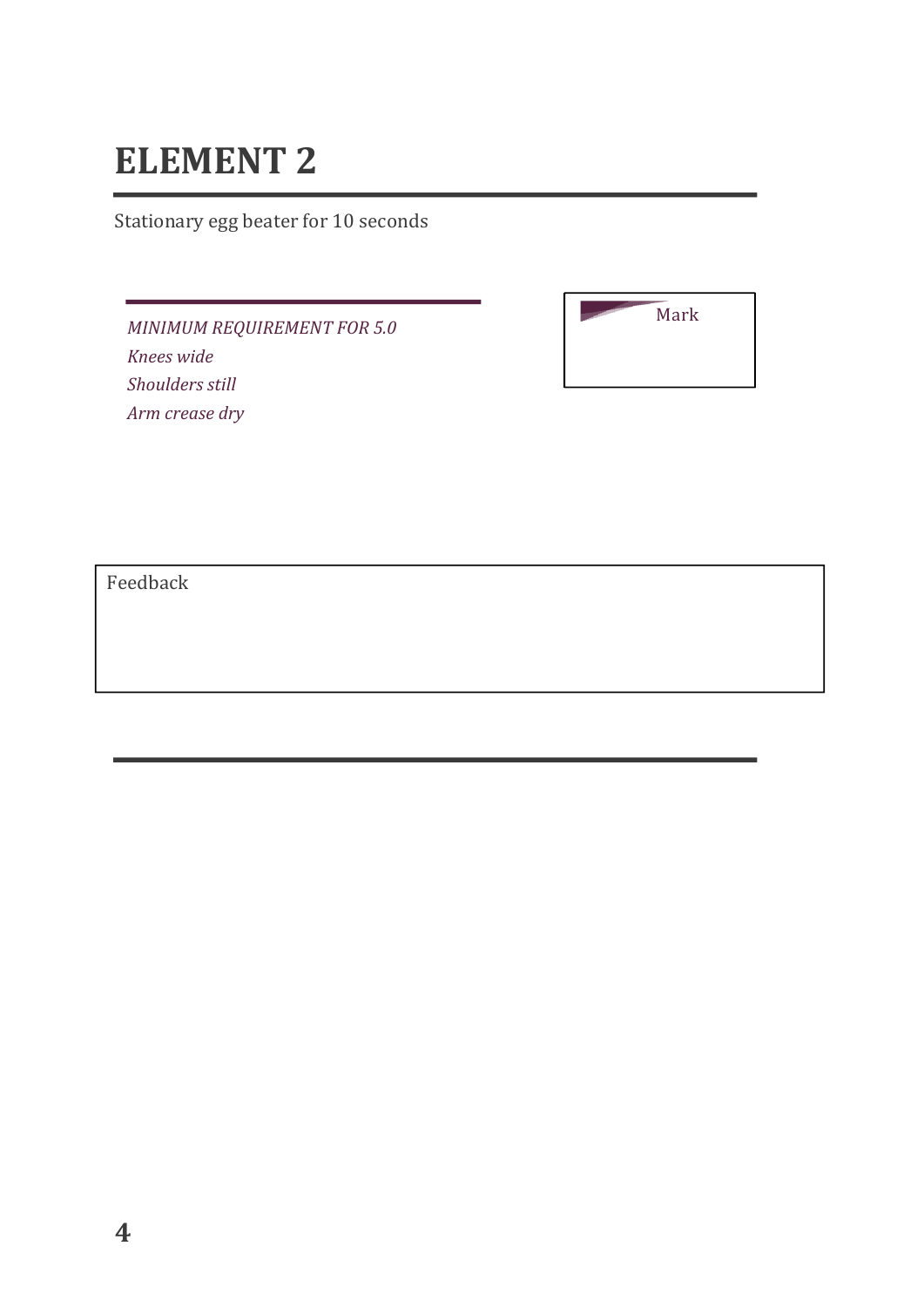# ELEMENT 2

Stationary egg beater for 10 seconds

*MINIMUM REQUIREMENT FOR 5.0*
*Knees wide*
*Shoulders still*
*Arm crease dry*

Mark

Feedback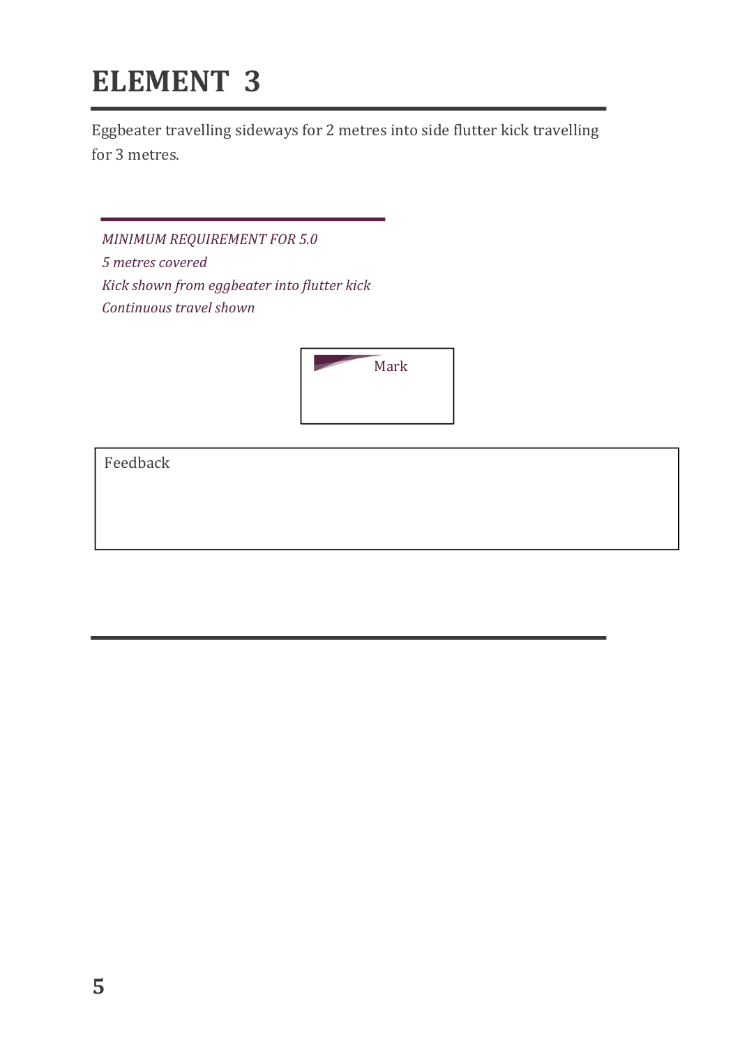# ELEMENT 3

Eggbeater travelling sideways for 2 metres into side flutter kick travelling for 3 metres.

*MINIMUM REQUIREMENT FOR 5.0*
*5 metres covered*
*Kick shown from eggbeater into flutter kick*
*Continuous travel shown*

| Mark |
| --- |
| |

| Feedback |
| --- |
| |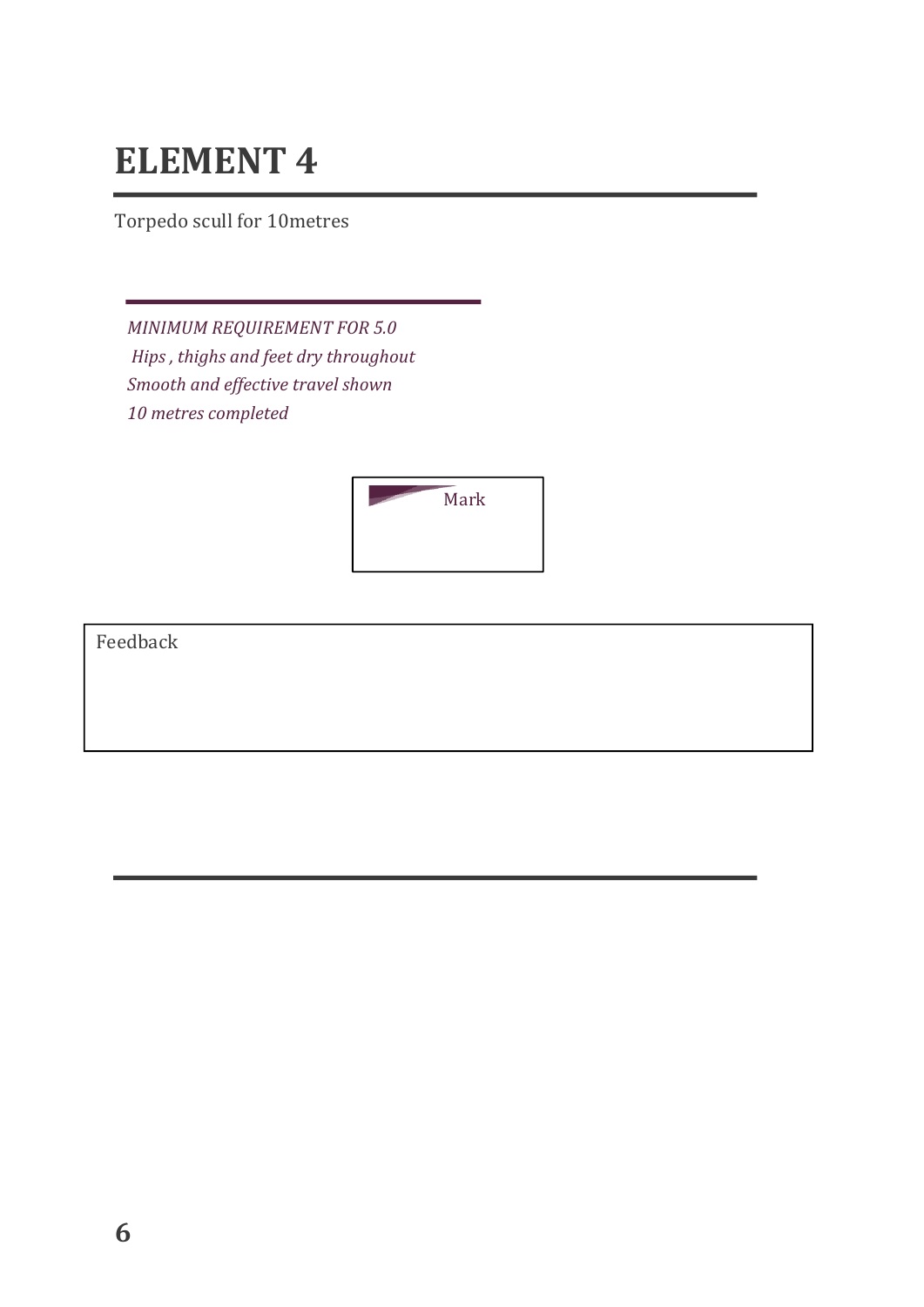# ELEMENT 4

Torpedo scull for 10metres

*MINIMUM REQUIREMENT FOR 5.0*

*Hips , thighs and feet dry throughout*

*Smooth and effective travel shown*

*10 metres completed*

| Mark |
|---|
| |

| Feedback |
|---|
| |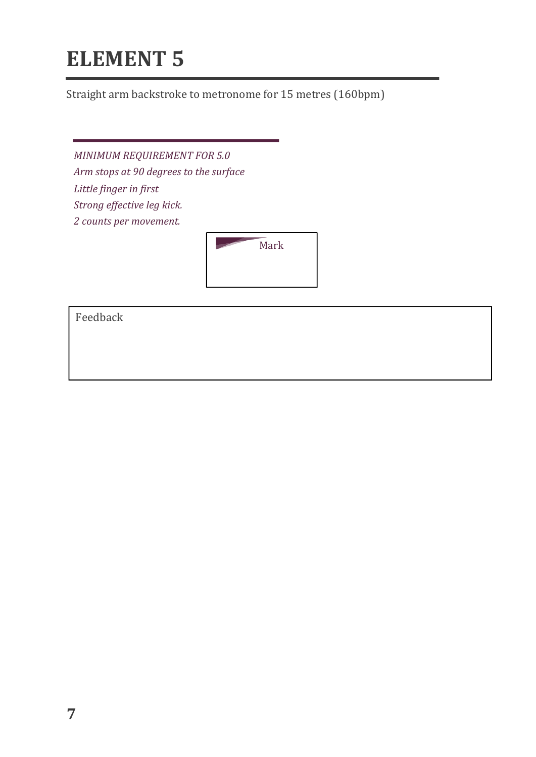# ELEMENT 5

Straight arm backstroke to metronome for 15 metres (160bpm)

*MINIMUM REQUIREMENT FOR 5.0*

*Arm stops at 90 degrees to the surface*

*Little finger in first*

*Strong effective leg kick.*

*2 counts per movement.*

| Mark |
| --- |
| |

| Feedback |
| --- |
| |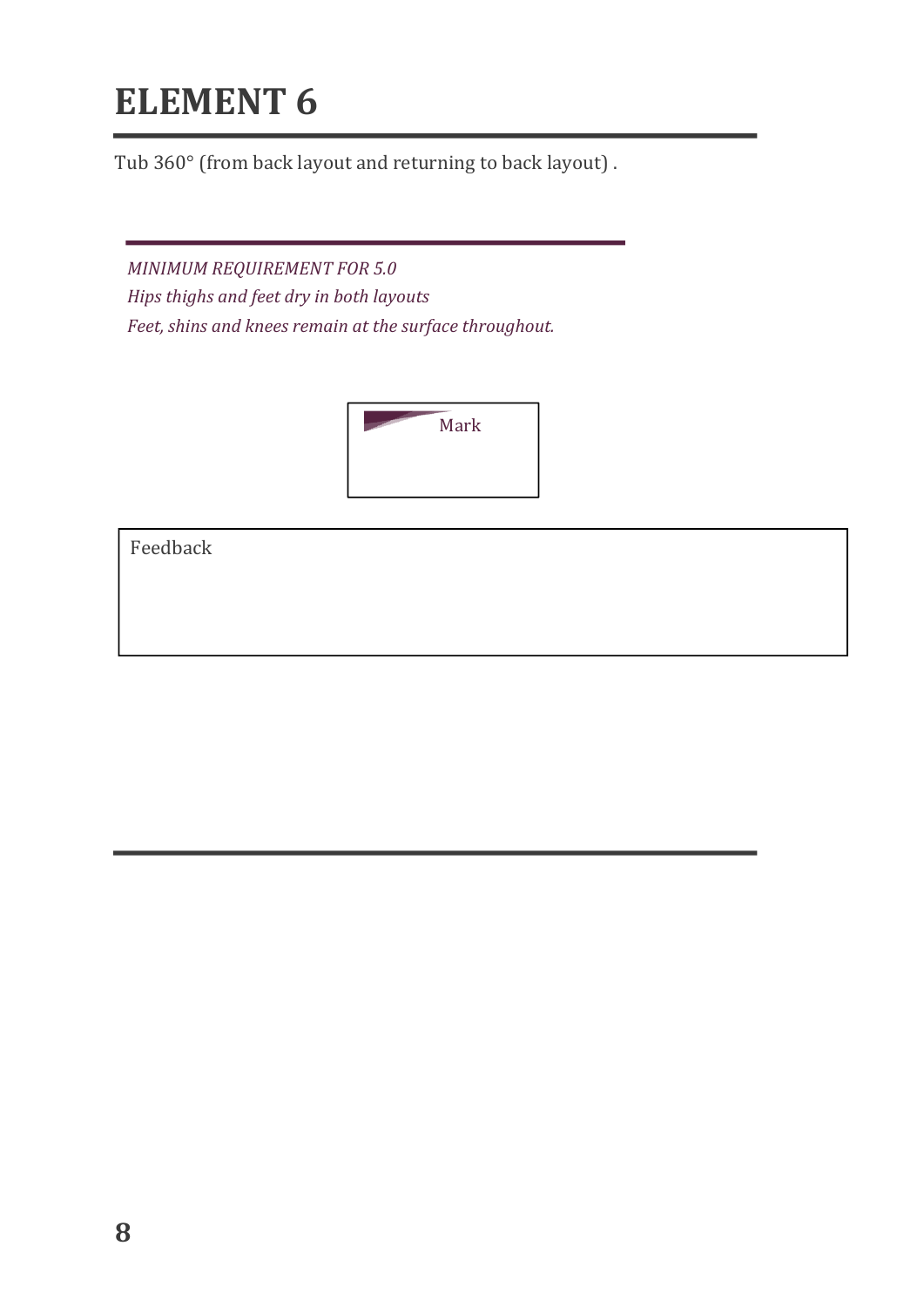# ELEMENT 6

Tub 360° (from back layout and returning to back layout) .

*MINIMUM REQUIREMENT FOR 5.0*
*Hips thighs and feet dry in both layouts*
*Feet, shins and knees remain at the surface throughout.*

| Mark |
| --- |
| |

| Feedback |
| --- |
| |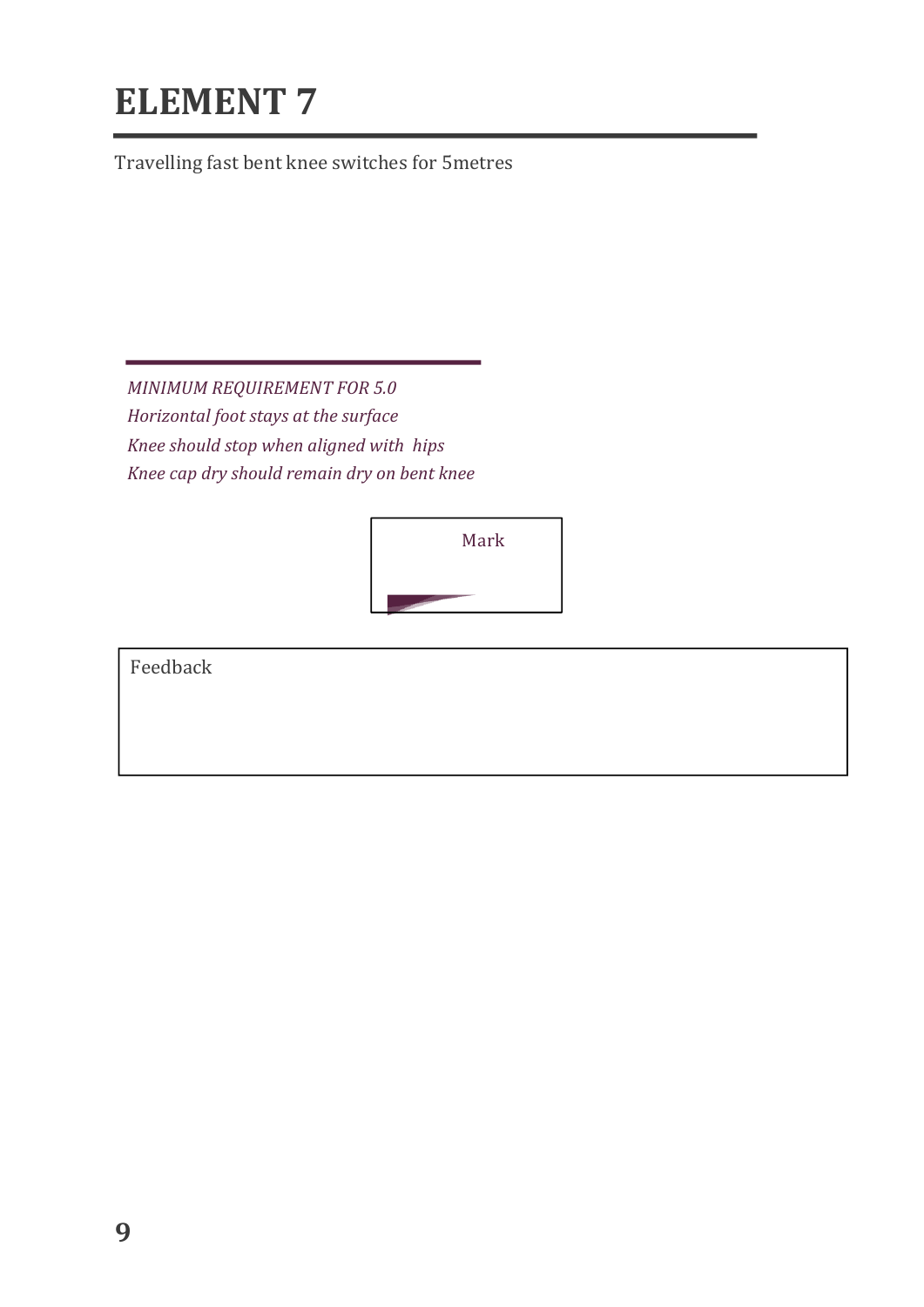# ELEMENT 7

Travelling fast bent knee switches for 5metres

*MINIMUM REQUIREMENT FOR 5.0*
*Horizontal foot stays at the surface*
*Knee should stop when aligned with hips*
*Knee cap dry should remain dry on bent knee*

| Mark |
|---|
| |

| Feedback |
|---|
| |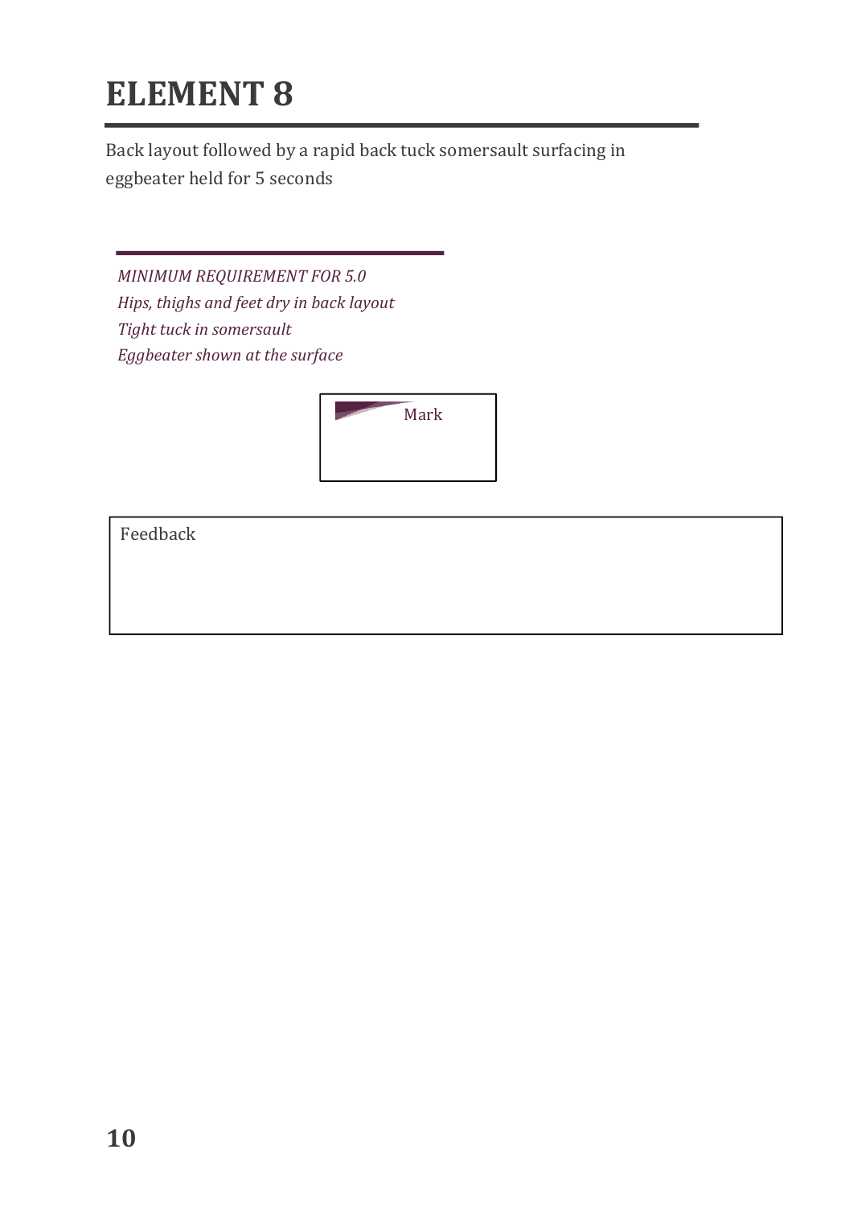# ELEMENT 8

Back layout followed by a rapid back tuck somersault surfacing in eggbeater held for 5 seconds

*MINIMUM REQUIREMENT FOR 5.0*
*Hips, thighs and feet dry in back layout*
*Tight tuck in somersault*
*Eggbeater shown at the surface*

| Mark |
| --- |
| |

| Feedback |
| --- |
| |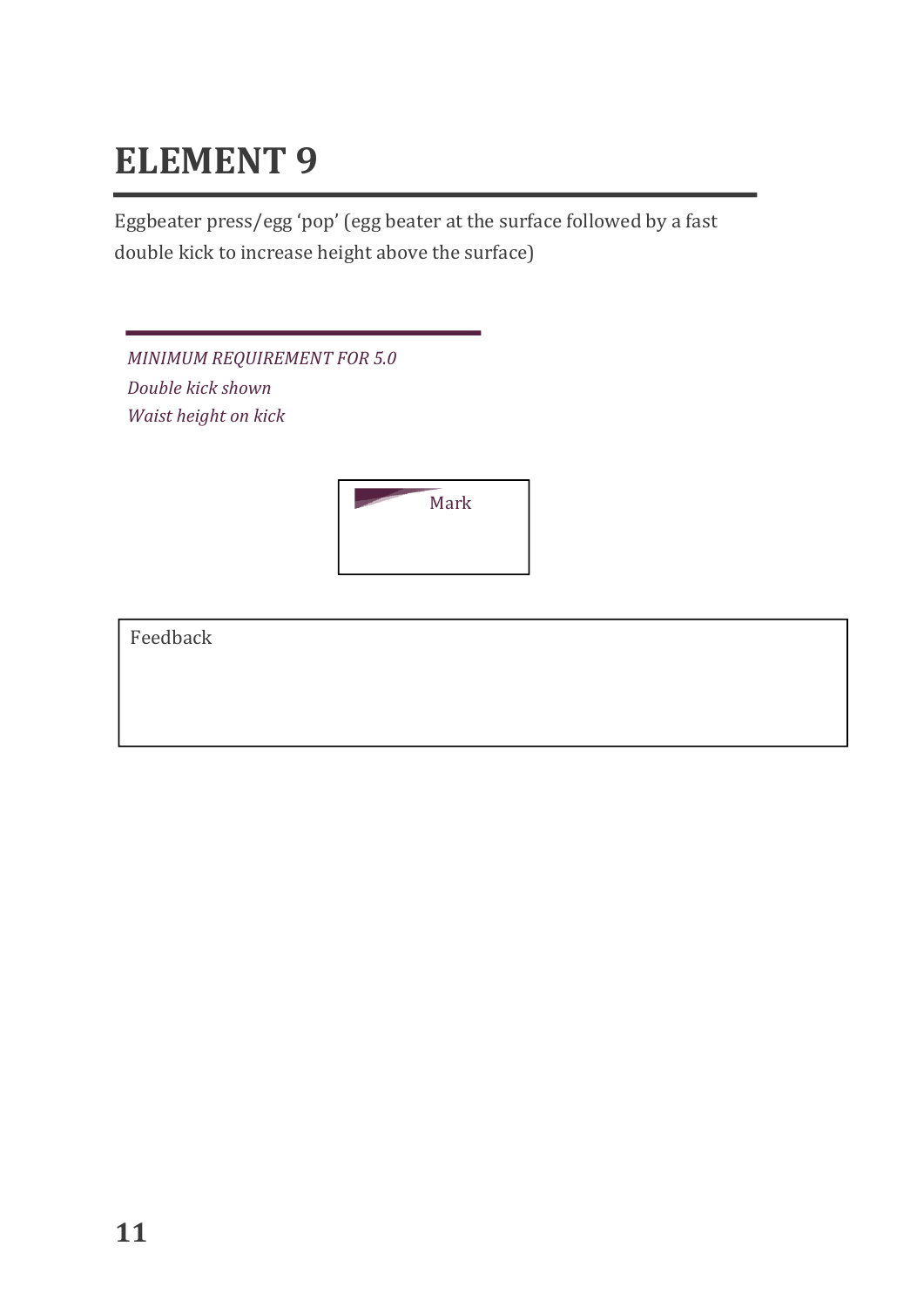# ELEMENT 9

Eggbeater press/egg 'pop' (egg beater at the surface followed by a fast double kick to increase height above the surface)

*MINIMUM REQUIREMENT FOR 5.0*
*Double kick shown*
*Waist height on kick*

| Mark |
|---|
| |

| Feedback |
|---|
| |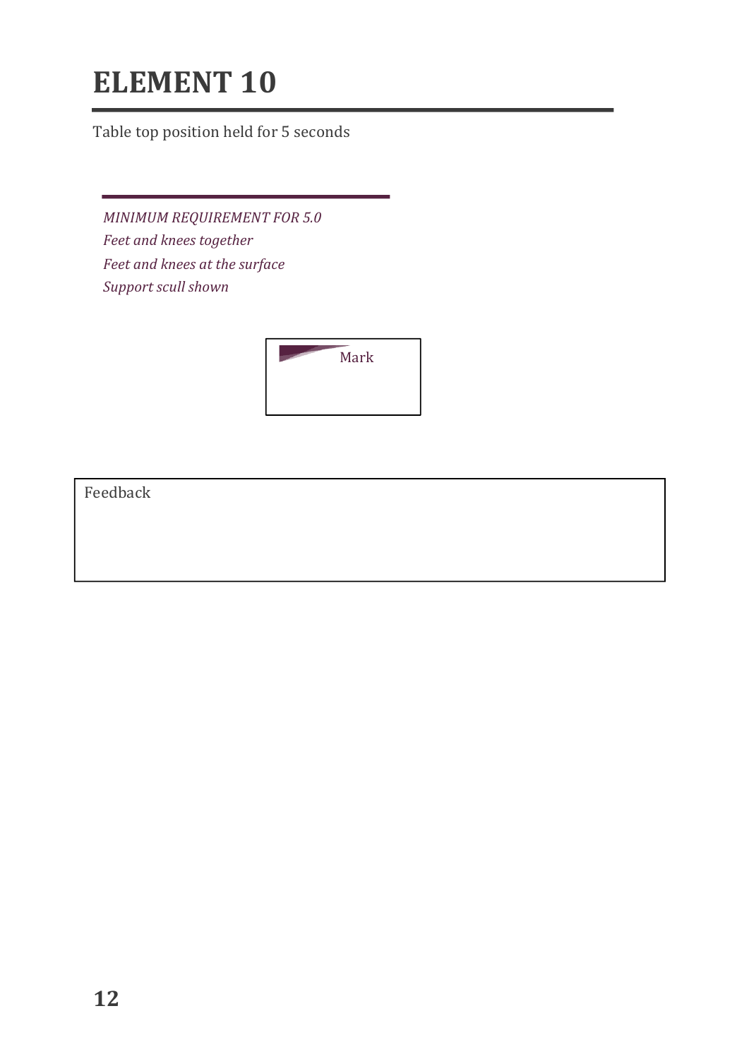# ELEMENT 10

Table top position held for 5 seconds

*MINIMUM REQUIREMENT FOR 5.0*
*Feet and knees together*
*Feet and knees at the surface*
*Support scull shown*

Mark

Feedback